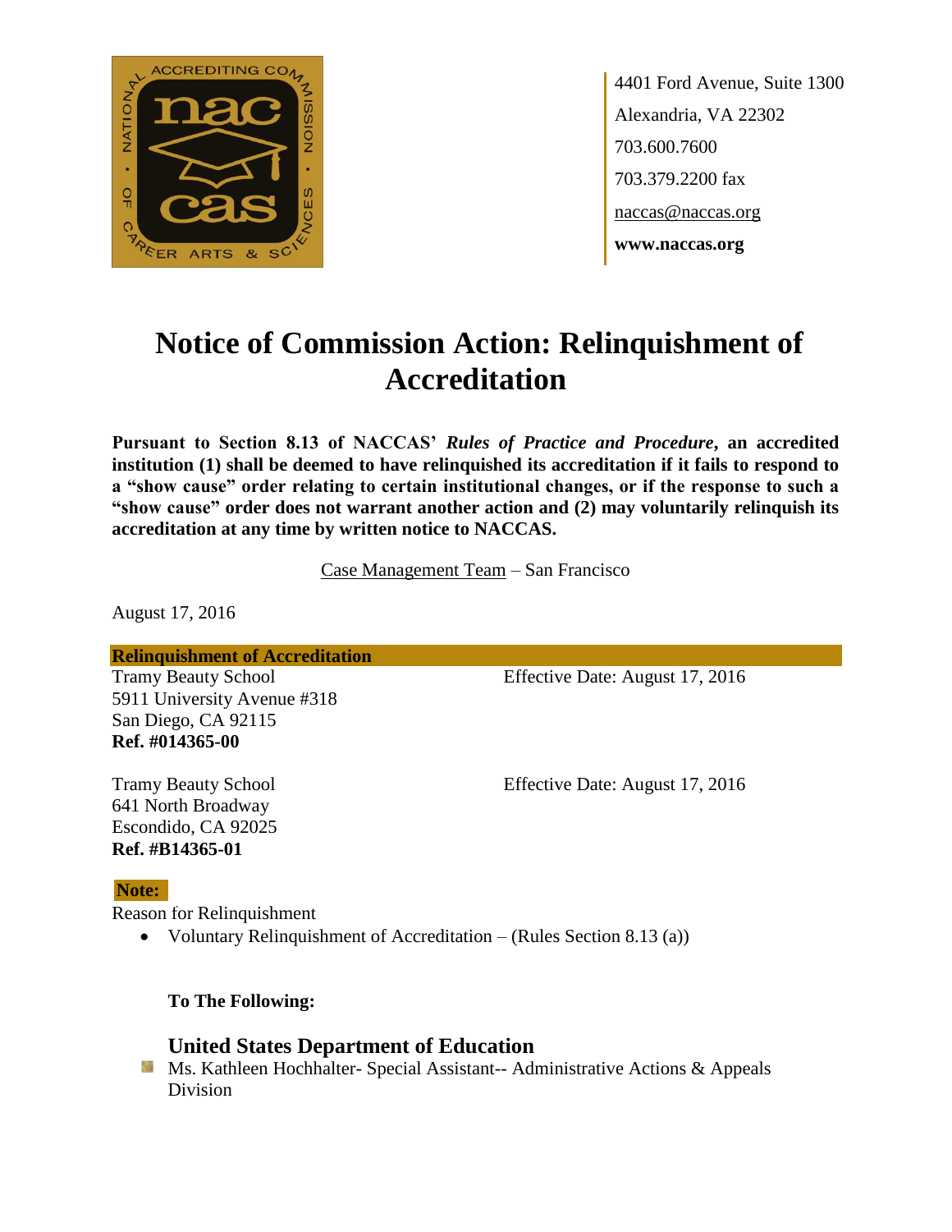4401 Ford Avenue, Suite 1300
Alexandria, VA 22302
703.600.7600
703.379.2200 fax
naccas@naccas.org
**www.naccas.org**

# Notice of Commission Action: Relinquishment of Accreditation

**Pursuant to Section 8.13 of NACCAS' *Rules of Practice and Procedure*, an accredited institution (1) shall be deemed to have relinquished its accreditation if it fails to respond to a "show cause" order relating to certain institutional changes, or if the response to such a "show cause" order does not warrant another action and (2) may voluntarily relinquish its accreditation at any time by written notice to NACCAS.**

Case Management Team – San Francisco

August 17, 2016

**Relinquishment of Accreditation**

Tramy Beauty School
5911 University Avenue #318
San Diego, CA 92115
**Ref. #014365-00**

Effective Date: August 17, 2016

Tramy Beauty School
641 North Broadway
Escondido, CA 92025
**Ref. #B14365-01**

Effective Date: August 17, 2016

**Note:**

Reason for Relinquishment

- Voluntary Relinquishment of Accreditation – (Rules Section 8.13 (a))

**To The Following:**

### United States Department of Education

- Ms. Kathleen Hochhalter- Special Assistant-- Administrative Actions & Appeals Division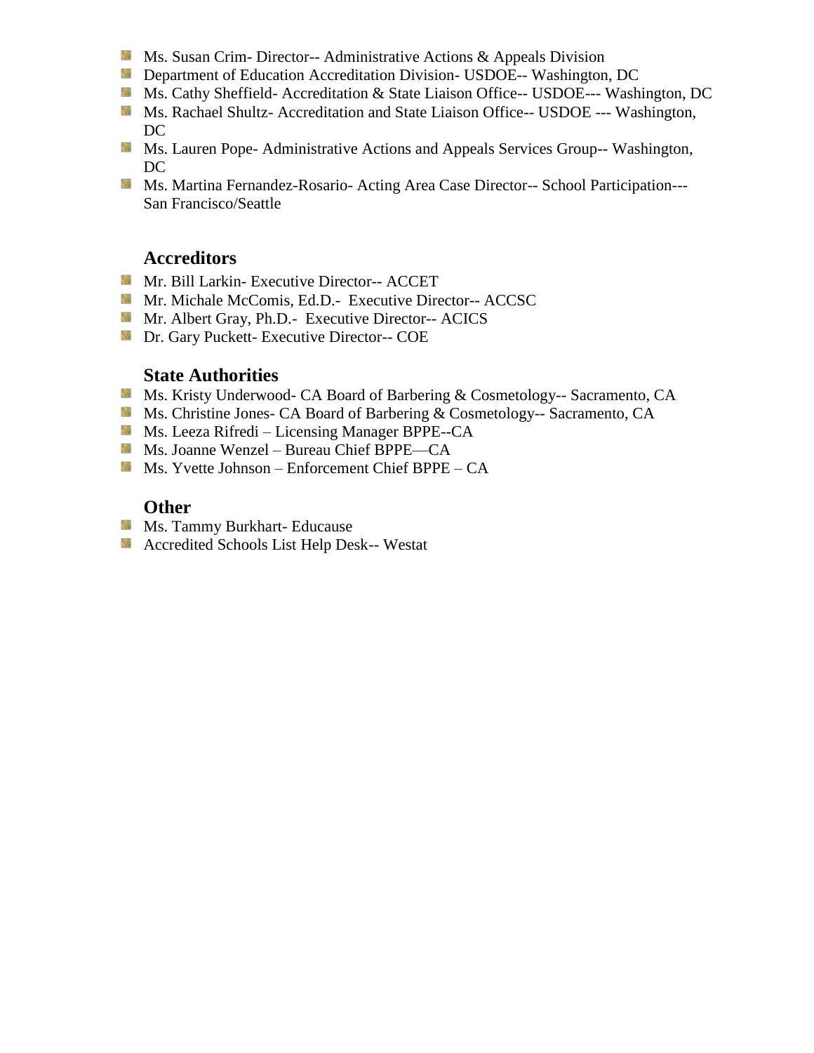- Ms. Susan Crim- Director-- Administrative Actions & Appeals Division
- Department of Education Accreditation Division- USDOE-- Washington, DC
- Ms. Cathy Sheffield- Accreditation & State Liaison Office-- USDOE--- Washington, DC
- Ms. Rachael Shultz- Accreditation and State Liaison Office-- USDOE --- Washington, DC
- Ms. Lauren Pope- Administrative Actions and Appeals Services Group-- Washington, DC
- Ms. Martina Fernandez-Rosario- Acting Area Case Director-- School Participation--- San Francisco/Seattle

### Accreditors

- Mr. Bill Larkin- Executive Director-- ACCET
- Mr. Michale McComis, Ed.D.- Executive Director-- ACCSC
- Mr. Albert Gray, Ph.D.- Executive Director-- ACICS
- Dr. Gary Puckett- Executive Director-- COE

### State Authorities

- Ms. Kristy Underwood- CA Board of Barbering & Cosmetology-- Sacramento, CA
- Ms. Christine Jones- CA Board of Barbering & Cosmetology-- Sacramento, CA
- Ms. Leeza Rifredi – Licensing Manager BPPE--CA
- Ms. Joanne Wenzel – Bureau Chief BPPE—CA
- Ms. Yvette Johnson – Enforcement Chief BPPE – CA

### Other

- Ms. Tammy Burkhart- Educause
- Accredited Schools List Help Desk-- Westat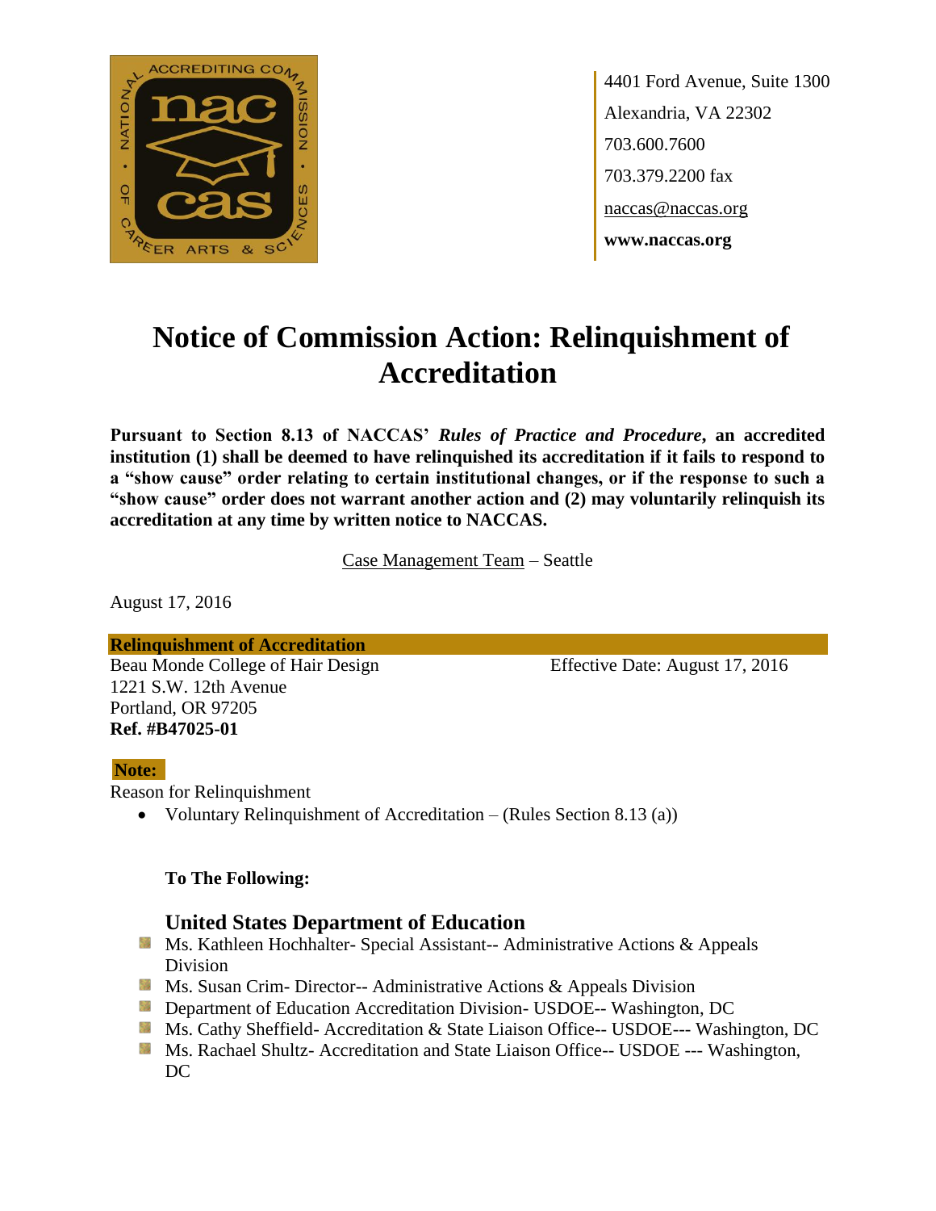4401 Ford Avenue, Suite 1300
Alexandria, VA 22302
703.600.7600
703.379.2200 fax
naccas@naccas.org
**www.naccas.org**

# Notice of Commission Action: Relinquishment of Accreditation

**Pursuant to Section 8.13 of NACCAS' *Rules of Practice and Procedure*, an accredited institution (1) shall be deemed to have relinquished its accreditation if it fails to respond to a "show cause" order relating to certain institutional changes, or if the response to such a "show cause" order does not warrant another action and (2) may voluntarily relinquish its accreditation at any time by written notice to NACCAS.**

Case Management Team – Seattle

August 17, 2016

**Relinquishment of Accreditation**

Beau Monde College of Hair Design
1221 S.W. 12th Avenue
Portland, OR 97205
**Ref. #B47025-01**

Effective Date: August 17, 2016

**Note:**

Reason for Relinquishment

- Voluntary Relinquishment of Accreditation – (Rules Section 8.13 (a))

**To The Following:**

## United States Department of Education

- Ms. Kathleen Hochhalter- Special Assistant-- Administrative Actions & Appeals Division
- Ms. Susan Crim- Director-- Administrative Actions & Appeals Division
- Department of Education Accreditation Division- USDOE-- Washington, DC
- Ms. Cathy Sheffield- Accreditation & State Liaison Office-- USDOE--- Washington, DC
- Ms. Rachael Shultz- Accreditation and State Liaison Office-- USDOE --- Washington, DC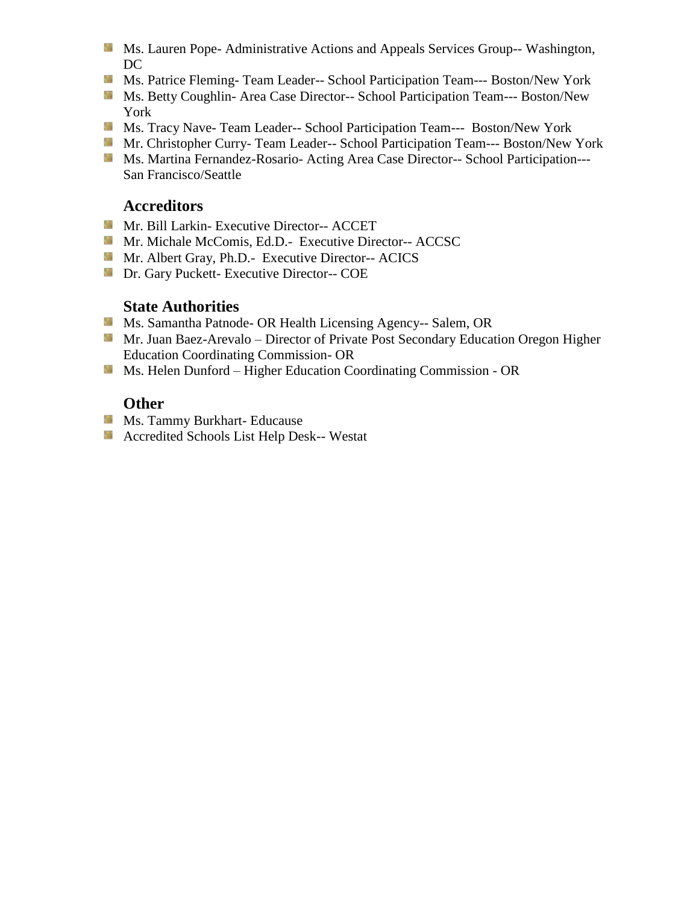- Ms. Lauren Pope- Administrative Actions and Appeals Services Group-- Washington, DC
- Ms. Patrice Fleming- Team Leader-- School Participation Team--- Boston/New York
- Ms. Betty Coughlin- Area Case Director-- School Participation Team--- Boston/New York
- Ms. Tracy Nave- Team Leader-- School Participation Team--- Boston/New York
- Mr. Christopher Curry- Team Leader-- School Participation Team--- Boston/New York
- Ms. Martina Fernandez-Rosario- Acting Area Case Director-- School Participation--- San Francisco/Seattle

### Accreditors

- Mr. Bill Larkin- Executive Director-- ACCET
- Mr. Michale McComis, Ed.D.- Executive Director-- ACCSC
- Mr. Albert Gray, Ph.D.- Executive Director-- ACICS
- Dr. Gary Puckett- Executive Director-- COE

### State Authorities

- Ms. Samantha Patnode- OR Health Licensing Agency-- Salem, OR
- Mr. Juan Baez-Arevalo – Director of Private Post Secondary Education Oregon Higher Education Coordinating Commission- OR
- Ms. Helen Dunford – Higher Education Coordinating Commission - OR

### Other

- Ms. Tammy Burkhart- Educause
- Accredited Schools List Help Desk-- Westat